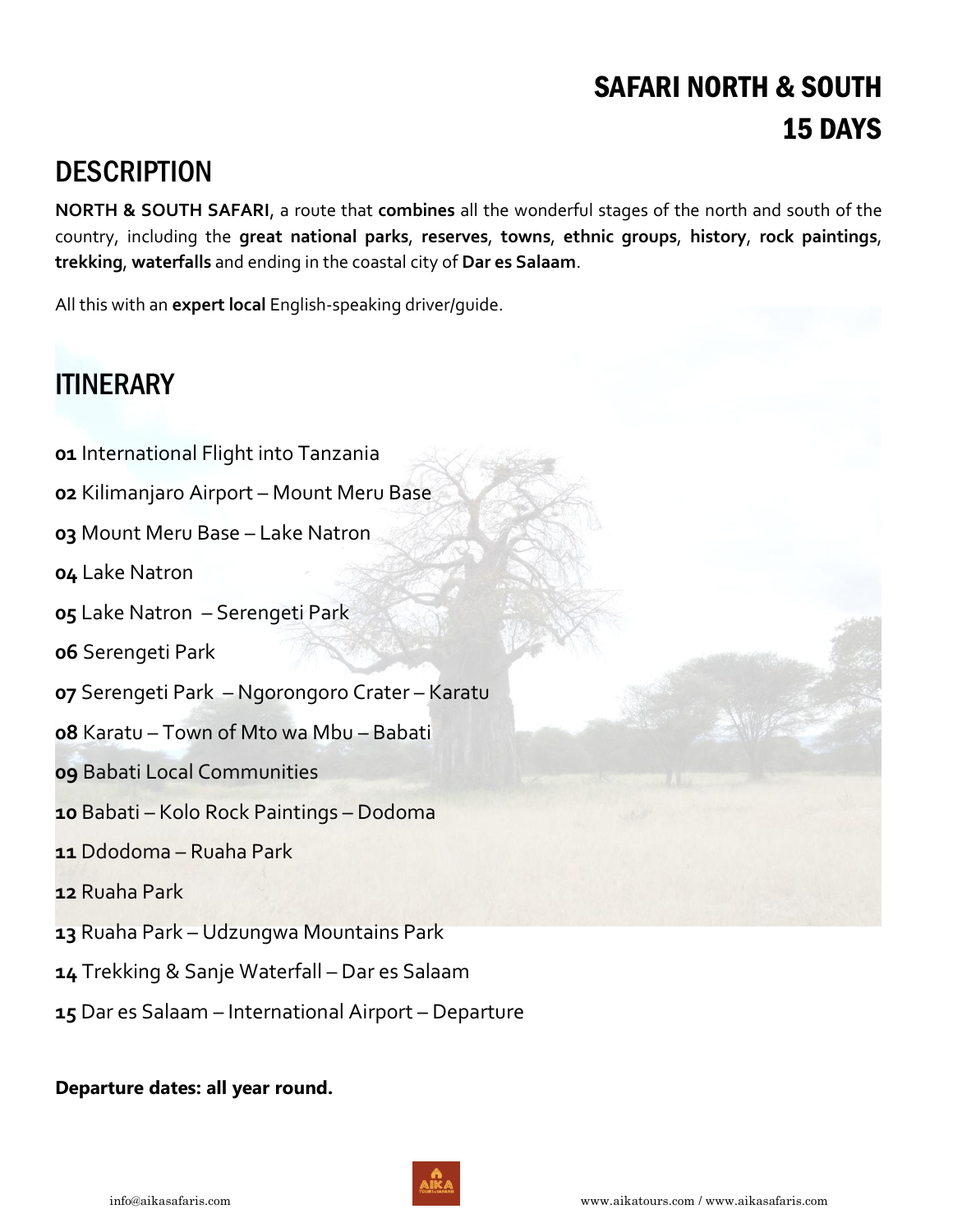# SAFARI NORTH & SOUTH
# 15 DAYS

## DESCRIPTION

**NORTH & SOUTH SAFARI**, a route that **combines** all the wonderful stages of the north and south of the country, including the **great national parks**, **reserves**, **towns**, **ethnic groups**, **history**, **rock paintings**, **trekking**, **waterfalls** and ending in the coastal city of **Dar es Salaam**.

All this with an **expert local** English-speaking driver/guide.

## ITINERARY

**01** International Flight into Tanzania

**02** Kilimanjaro Airport – Mount Meru Base

**03** Mount Meru Base – Lake Natron

**04** Lake Natron

**05** Lake Natron – Serengeti Park

**06** Serengeti Park

**07** Serengeti Park – Ngorongoro Crater – Karatu

**08** Karatu – Town of Mto wa Mbu – Babati

**09** Babati Local Communities

**10** Babati – Kolo Rock Paintings – Dodoma

**11** Ddodoma – Ruaha Park

**12** Ruaha Park

**13** Ruaha Park – Udzungwa Mountains Park

**14** Trekking & Sanje Waterfall – Dar es Salaam

**15** Dar es Salaam – International Airport – Departure

**Departure dates: all year round.**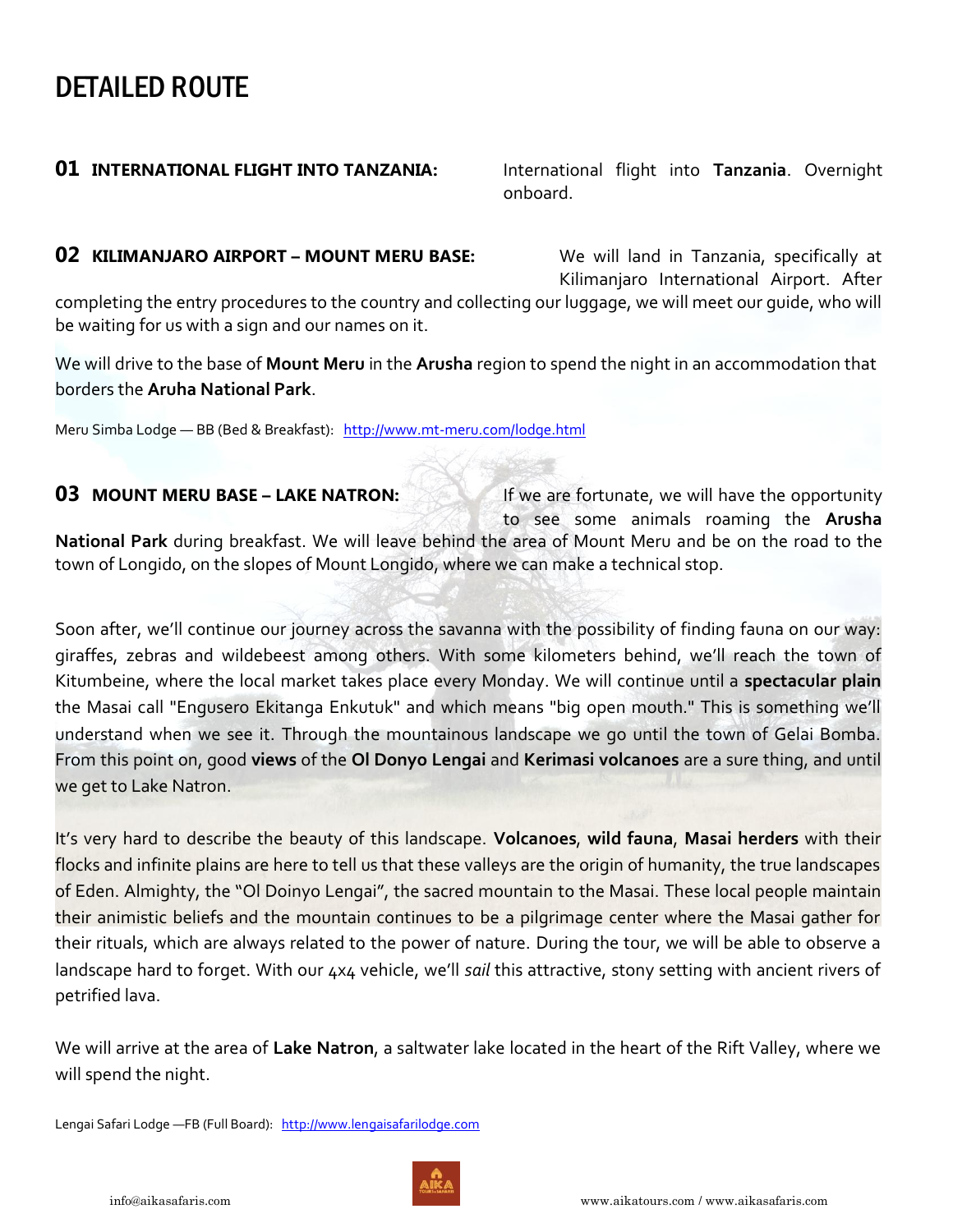# DETAILED ROUTE

**01 INTERNATIONAL FLIGHT INTO TANZANIA:** International flight into **Tanzania**. Overnight onboard.

**02 KILIMANJARO AIRPORT – MOUNT MERU BASE:** We will land in Tanzania, specifically at Kilimanjaro International Airport. After completing the entry procedures to the country and collecting our luggage, we will meet our guide, who will be waiting for us with a sign and our names on it.

We will drive to the base of **Mount Meru** in the **Arusha** region to spend the night in an accommodation that borders the **Aruha National Park**.

Meru Simba Lodge — BB (Bed & Breakfast): http://www.mt-meru.com/lodge.html

**03 MOUNT MERU BASE – LAKE NATRON:** If we are fortunate, we will have the opportunity to see some animals roaming the **Arusha National Park** during breakfast. We will leave behind the area of Mount Meru and be on the road to the town of Longido, on the slopes of Mount Longido, where we can make a technical stop.

Soon after, we'll continue our journey across the savanna with the possibility of finding fauna on our way: giraffes, zebras and wildebeest among others. With some kilometers behind, we'll reach the town of Kitumbeine, where the local market takes place every Monday. We will continue until a **spectacular plain** the Masai call "Engusero Ekitanga Enkutuk" and which means "big open mouth." This is something we'll understand when we see it. Through the mountainous landscape we go until the town of Gelai Bomba. From this point on, good **views** of the **Ol Donyo Lengai** and **Kerimasi volcanoes** are a sure thing, and until we get to Lake Natron.

It's very hard to describe the beauty of this landscape. **Volcanoes**, **wild fauna**, **Masai herders** with their flocks and infinite plains are here to tell us that these valleys are the origin of humanity, the true landscapes of Eden. Almighty, the "Ol Doinyo Lengai", the sacred mountain to the Masai. These local people maintain their animistic beliefs and the mountain continues to be a pilgrimage center where the Masai gather for their rituals, which are always related to the power of nature. During the tour, we will be able to observe a landscape hard to forget. With our 4x4 vehicle, we'll *sail* this attractive, stony setting with ancient rivers of petrified lava.

We will arrive at the area of **Lake Natron**, a saltwater lake located in the heart of the Rift Valley, where we will spend the night.

Lengai Safari Lodge —FB (Full Board): http://www.lengaisafarilodge.com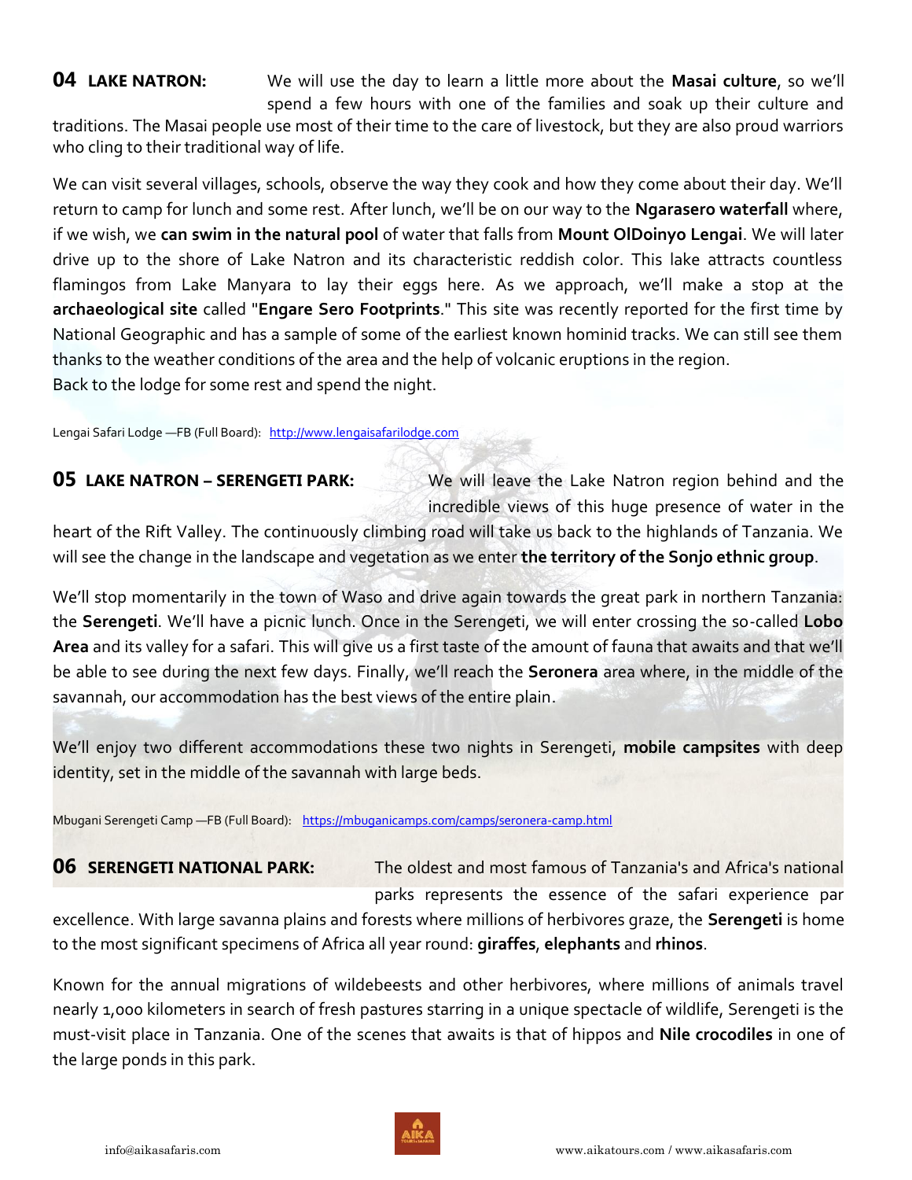## 04 LAKE NATRON:

We will use the day to learn a little more about the **Masai culture**, so we'll spend a few hours with one of the families and soak up their culture and traditions. The Masai people use most of their time to the care of livestock, but they are also proud warriors who cling to their traditional way of life.

We can visit several villages, schools, observe the way they cook and how they come about their day. We'll return to camp for lunch and some rest. After lunch, we'll be on our way to the **Ngarasero waterfall** where, if we wish, we **can swim in the natural pool** of water that falls from **Mount OlDoinyo Lengai**. We will later drive up to the shore of Lake Natron and its characteristic reddish color. This lake attracts countless flamingos from Lake Manyara to lay their eggs here. As we approach, we'll make a stop at the **archaeological site** called "**Engare Sero Footprints**." This site was recently reported for the first time by National Geographic and has a sample of some of the earliest known hominid tracks. We can still see them thanks to the weather conditions of the area and the help of volcanic eruptions in the region.
Back to the lodge for some rest and spend the night.

Lengai Safari Lodge —FB (Full Board): [http://www.lengaisafarilodge.com](http://www.lengaisafarilodge.com)

## 05 LAKE NATRON – SERENGETI PARK:

We will leave the Lake Natron region behind and the incredible views of this huge presence of water in the heart of the Rift Valley. The continuously climbing road will take us back to the highlands of Tanzania. We will see the change in the landscape and vegetation as we enter **the territory of the Sonjo ethnic group**.

We'll stop momentarily in the town of Waso and drive again towards the great park in northern Tanzania: the **Serengeti**. We'll have a picnic lunch. Once in the Serengeti, we will enter crossing the so-called **Lobo Area** and its valley for a safari. This will give us a first taste of the amount of fauna that awaits and that we'll be able to see during the next few days. Finally, we'll reach the **Seronera** area where, in the middle of the savannah, our accommodation has the best views of the entire plain.

We'll enjoy two different accommodations these two nights in Serengeti, **mobile campsites** with deep identity, set in the middle of the savannah with large beds.

Mbugani Serengeti Camp —FB (Full Board): [https://mbuganicamps.com/camps/seronera-camp.html](https://mbuganicamps.com/camps/seronera-camp.html)

## 06 SERENGETI NATIONAL PARK:

The oldest and most famous of Tanzania's and Africa's national parks represents the essence of the safari experience par excellence. With large savanna plains and forests where millions of herbivores graze, the **Serengeti** is home to the most significant specimens of Africa all year round: **giraffes**, **elephants** and **rhinos**.

Known for the annual migrations of wildebeests and other herbivores, where millions of animals travel nearly 1,000 kilometers in search of fresh pastures starring in a unique spectacle of wildlife, Serengeti is the must-visit place in Tanzania. One of the scenes that awaits is that of hippos and **Nile crocodiles** in one of the large ponds in this park.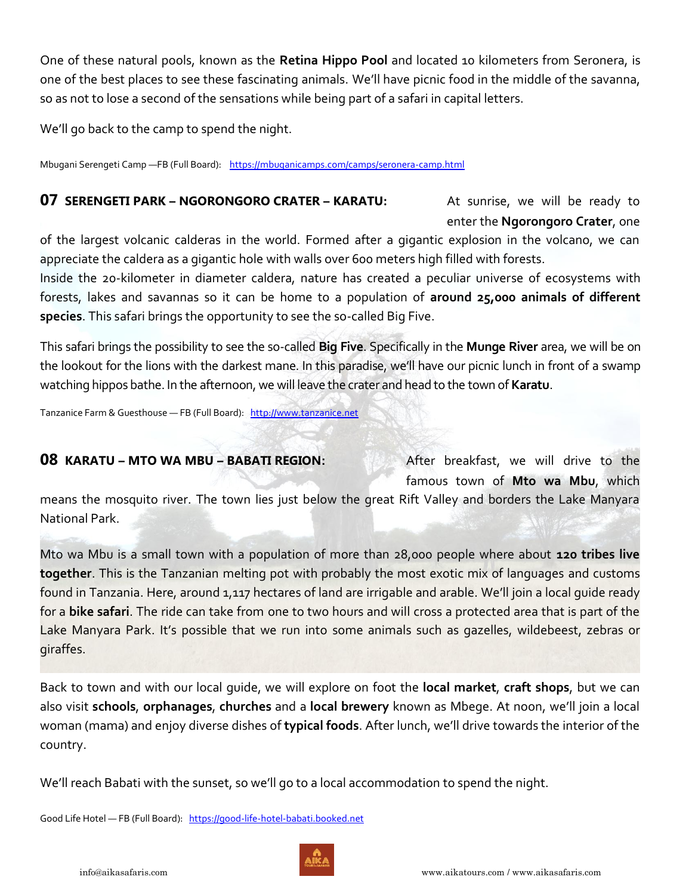One of these natural pools, known as the **Retina Hippo Pool** and located 10 kilometers from Seronera, is one of the best places to see these fascinating animals. We'll have picnic food in the middle of the savanna, so as not to lose a second of the sensations while being part of a safari in capital letters.

We'll go back to the camp to spend the night.

Mbugani Serengeti Camp —FB (Full Board): [https://mbuganicamps.com/camps/seronera-camp.html](https://mbuganicamps.com/camps/seronera-camp.html)

## 07 SERENGETI PARK – NGORONGORO CRATER – KARATU:

At sunrise, we will be ready to enter the **Ngorongoro Crater**, one of the largest volcanic calderas in the world. Formed after a gigantic explosion in the volcano, we can appreciate the caldera as a gigantic hole with walls over 600 meters high filled with forests.
Inside the 20-kilometer in diameter caldera, nature has created a peculiar universe of ecosystems with forests, lakes and savannas so it can be home to a population of **around 25,000 animals of different species**. This safari brings the opportunity to see the so-called Big Five.

This safari brings the possibility to see the so-called **Big Five**. Specifically in the **Munge River** area, we will be on the lookout for the lions with the darkest mane. In this paradise, we'll have our picnic lunch in front of a swamp watching hippos bathe. In the afternoon, we will leave the crater and head to the town of **Karatu**.

Tanzanice Farm & Guesthouse — FB (Full Board): [http://www.tanzanice.net](http://www.tanzanice.net)

## 08 KARATU – MTO WA MBU – BABATI REGION:

After breakfast, we will drive to the famous town of **Mto wa Mbu**, which means the mosquito river. The town lies just below the great Rift Valley and borders the Lake Manyara National Park.

Mto wa Mbu is a small town with a population of more than 28,000 people where about **120 tribes live together**. This is the Tanzanian melting pot with probably the most exotic mix of languages and customs found in Tanzania. Here, around 1,117 hectares of land are irrigable and arable. We'll join a local guide ready for a **bike safari**. The ride can take from one to two hours and will cross a protected area that is part of the Lake Manyara Park. It's possible that we run into some animals such as gazelles, wildebeest, zebras or giraffes.

Back to town and with our local guide, we will explore on foot the **local market**, **craft shops**, but we can also visit **schools**, **orphanages**, **churches** and a **local brewery** known as Mbege. At noon, we'll join a local woman (mama) and enjoy diverse dishes of **typical foods**. After lunch, we'll drive towards the interior of the country.

We'll reach Babati with the sunset, so we'll go to a local accommodation to spend the night.

Good Life Hotel — FB (Full Board): [https://good-life-hotel-babati.booked.net](https://good-life-hotel-babati.booked.net)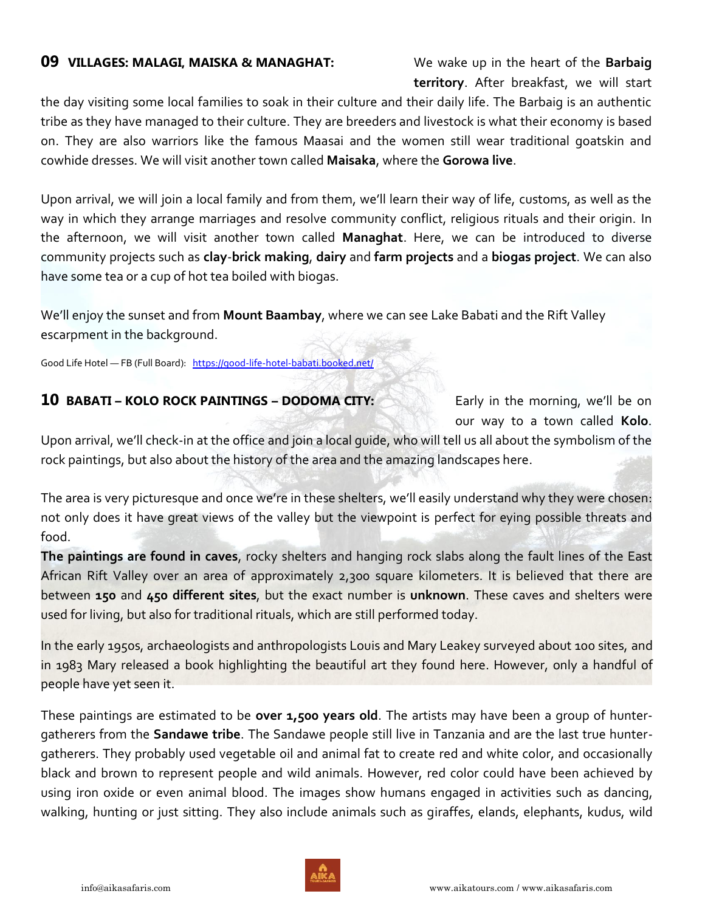## 09 VILLAGES: MALAGI, MAISKA & MANAGHAT:

We wake up in the heart of the **Barbaig territory**. After breakfast, we will start the day visiting some local families to soak in their culture and their daily life. The Barbaig is an authentic tribe as they have managed to their culture. They are breeders and livestock is what their economy is based on. They are also warriors like the famous Maasai and the women still wear traditional goatskin and cowhide dresses. We will visit another town called **Maisaka**, where the **Gorowa live**.

Upon arrival, we will join a local family and from them, we'll learn their way of life, customs, as well as the way in which they arrange marriages and resolve community conflict, religious rituals and their origin. In the afternoon, we will visit another town called **Managhat**. Here, we can be introduced to diverse community projects such as **clay-brick making**, **dairy** and **farm projects** and a **biogas project**. We can also have some tea or a cup of hot tea boiled with biogas.

We'll enjoy the sunset and from **Mount Baambay**, where we can see Lake Babati and the Rift Valley escarpment in the background.

Good Life Hotel — FB (Full Board): https://good-life-hotel-babati.booked.net/

## 10 BABATI – KOLO ROCK PAINTINGS – DODOMA CITY:

Early in the morning, we'll be on our way to a town called **Kolo**. Upon arrival, we'll check-in at the office and join a local guide, who will tell us all about the symbolism of the rock paintings, but also about the history of the area and the amazing landscapes here.

The area is very picturesque and once we're in these shelters, we'll easily understand why they were chosen: not only does it have great views of the valley but the viewpoint is perfect for eying possible threats and food.

**The paintings are found in caves**, rocky shelters and hanging rock slabs along the fault lines of the East African Rift Valley over an area of approximately 2,300 square kilometers. It is believed that there are between **150** and **450 different sites**, but the exact number is **unknown**. These caves and shelters were used for living, but also for traditional rituals, which are still performed today.

In the early 1950s, archaeologists and anthropologists Louis and Mary Leakey surveyed about 100 sites, and in 1983 Mary released a book highlighting the beautiful art they found here. However, only a handful of people have yet seen it.

These paintings are estimated to be **over 1,500 years old**. The artists may have been a group of hunter-gatherers from the **Sandawe tribe**. The Sandawe people still live in Tanzania and are the last true hunter-gatherers. They probably used vegetable oil and animal fat to create red and white color, and occasionally black and brown to represent people and wild animals. However, red color could have been achieved by using iron oxide or even animal blood. The images show humans engaged in activities such as dancing, walking, hunting or just sitting. They also include animals such as giraffes, elands, elephants, kudus, wild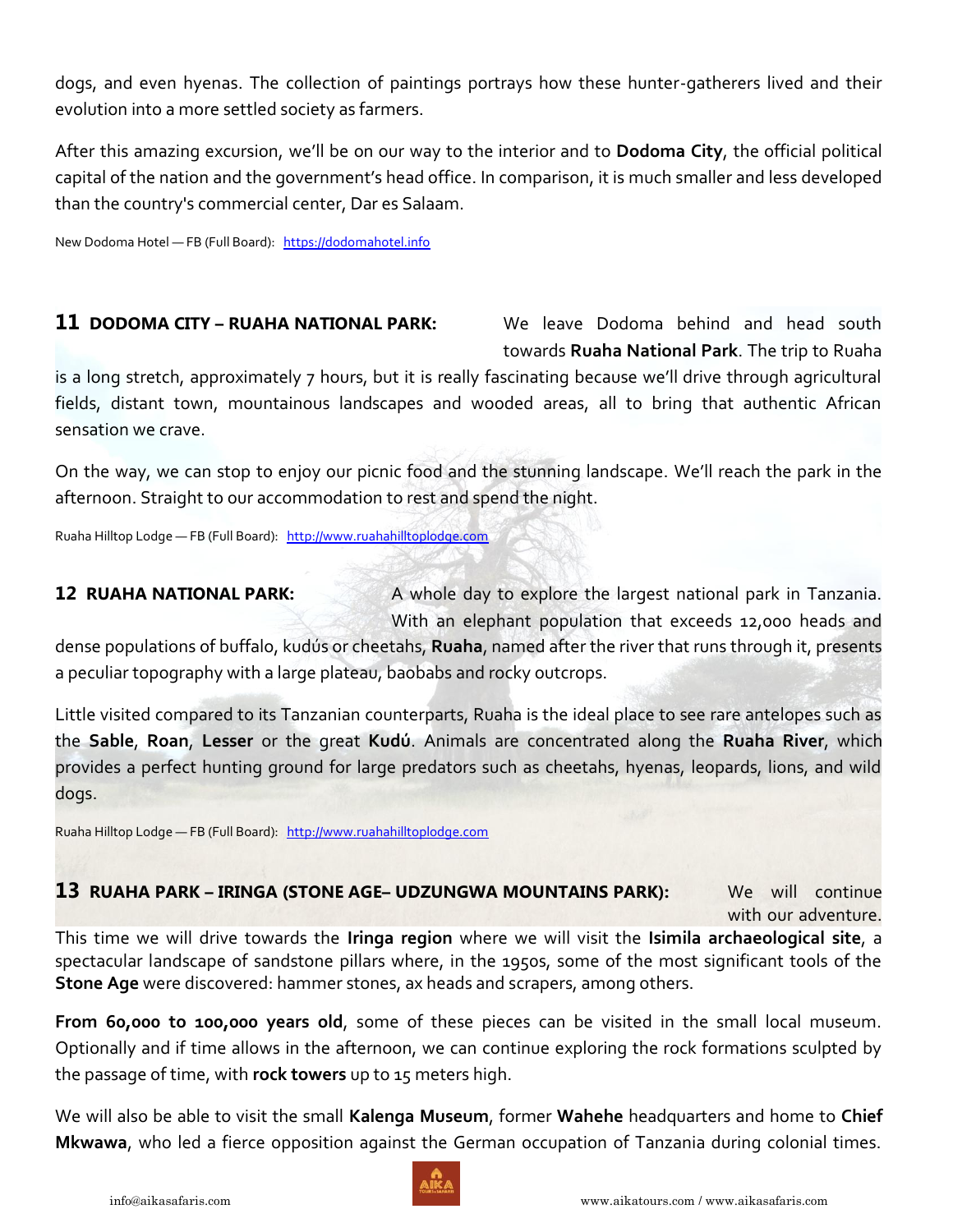dogs, and even hyenas. The collection of paintings portrays how these hunter-gatherers lived and their evolution into a more settled society as farmers.

After this amazing excursion, we'll be on our way to the interior and to **Dodoma City**, the official political capital of the nation and the government's head office. In comparison, it is much smaller and less developed than the country's commercial center, Dar es Salaam.

New Dodoma Hotel — FB (Full Board): [https://dodomahotel.info](https://dodomahotel.info)

## 11 DODOMA CITY – RUAHA NATIONAL PARK:

We leave Dodoma behind and head south towards **Ruaha National Park**. The trip to Ruaha is a long stretch, approximately 7 hours, but it is really fascinating because we'll drive through agricultural fields, distant town, mountainous landscapes and wooded areas, all to bring that authentic African sensation we crave.

On the way, we can stop to enjoy our picnic food and the stunning landscape. We'll reach the park in the afternoon. Straight to our accommodation to rest and spend the night.

Ruaha Hilltop Lodge — FB (Full Board): [http://www.ruahahilltoplodge.com](http://www.ruahahilltoplodge.com)

## 12 RUAHA NATIONAL PARK:

A whole day to explore the largest national park in Tanzania. With an elephant population that exceeds 12,000 heads and dense populations of buffalo, kudús or cheetahs, **Ruaha**, named after the river that runs through it, presents a peculiar topography with a large plateau, baobabs and rocky outcrops.

Little visited compared to its Tanzanian counterparts, Ruaha is the ideal place to see rare antelopes such as the **Sable**, **Roan**, **Lesser** or the great **Kudú**. Animals are concentrated along the **Ruaha River**, which provides a perfect hunting ground for large predators such as cheetahs, hyenas, leopards, lions, and wild dogs.

Ruaha Hilltop Lodge — FB (Full Board): [http://www.ruahahilltoplodge.com](http://www.ruahahilltoplodge.com)

## 13 RUAHA PARK – IRINGA (STONE AGE– UDZUNGWA MOUNTAINS PARK):

We will continue with our adventure. This time we will drive towards the **Iringa region** where we will visit the **Isimila archaeological site**, a spectacular landscape of sandstone pillars where, in the 1950s, some of the most significant tools of the **Stone Age** were discovered: hammer stones, ax heads and scrapers, among others.

**From 60,000 to 100,000 years old**, some of these pieces can be visited in the small local museum. Optionally and if time allows in the afternoon, we can continue exploring the rock formations sculpted by the passage of time, with **rock towers** up to 15 meters high.

We will also be able to visit the small **Kalenga Museum**, former **Wahehe** headquarters and home to **Chief Mkwawa**, who led a fierce opposition against the German occupation of Tanzania during colonial times.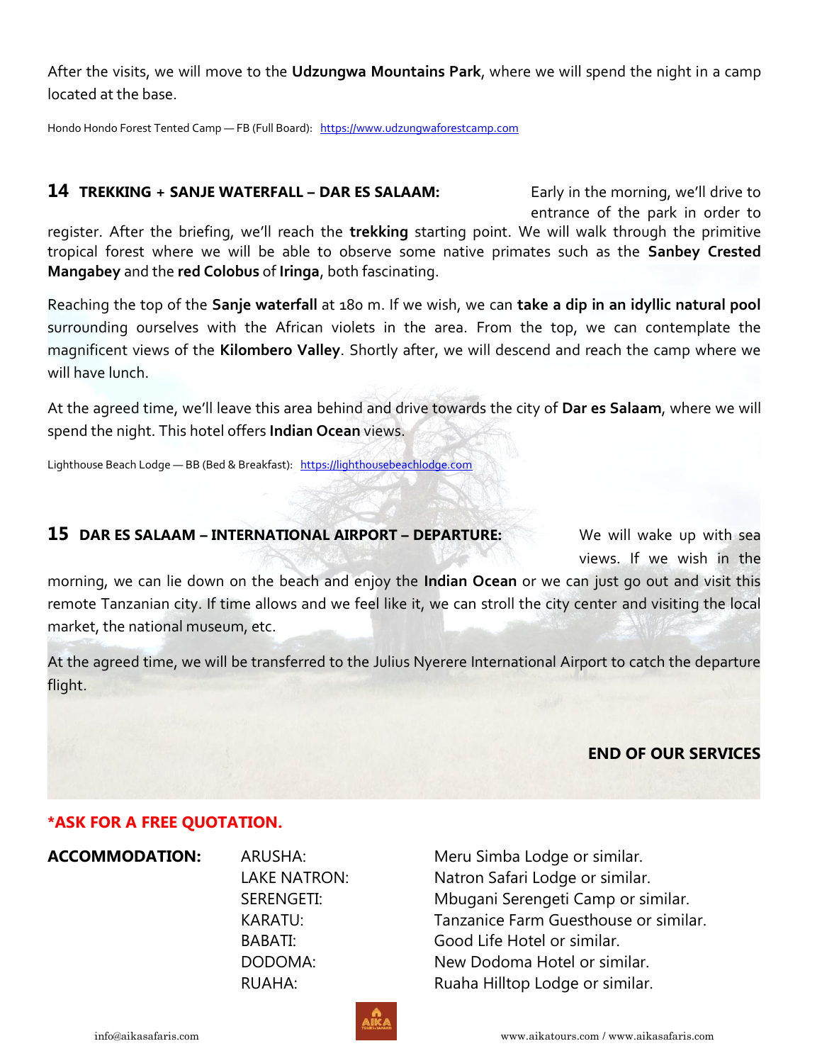After the visits, we will move to the **Udzungwa Mountains Park**, where we will spend the night in a camp located at the base.

Hondo Hondo Forest Tented Camp — FB (Full Board): https://www.udzungwaforestcamp.com

## 14 TREKKING + SANJE WATERFALL – DAR ES SALAAM:

Early in the morning, we'll drive to entrance of the park in order to register. After the briefing, we'll reach the **trekking** starting point. We will walk through the primitive tropical forest where we will be able to observe some native primates such as the **Sanbey Crested Mangabey** and the **red Colobus** of **Iringa**, both fascinating.

Reaching the top of the **Sanje waterfall** at 180 m. If we wish, we can **take a dip in an idyllic natural pool** surrounding ourselves with the African violets in the area. From the top, we can contemplate the magnificent views of the **Kilombero Valley**. Shortly after, we will descend and reach the camp where we will have lunch.

At the agreed time, we'll leave this area behind and drive towards the city of **Dar es Salaam**, where we will spend the night. This hotel offers **Indian Ocean** views.

Lighthouse Beach Lodge — BB (Bed & Breakfast): https://lighthousebeachlodge.com

## 15 DAR ES SALAAM – INTERNATIONAL AIRPORT – DEPARTURE:

We will wake up with sea views. If we wish in the morning, we can lie down on the beach and enjoy the **Indian Ocean** or we can just go out and visit this remote Tanzanian city. If time allows and we feel like it, we can stroll the city center and visiting the local market, the national museum, etc.

At the agreed time, we will be transferred to the Julius Nyerere International Airport to catch the departure flight.

**END OF OUR SERVICES**

**\*ASK FOR A FREE QUOTATION.**

**ACCOMMODATION:**

| | |
|---|---|
| ARUSHA: | Meru Simba Lodge or similar. |
| LAKE NATRON: | Natron Safari Lodge or similar. |
| SERENGETI: | Mbugani Serengeti Camp or similar. |
| KARATU: | Tanzanice Farm Guesthouse or similar. |
| BABATI: | Good Life Hotel or similar. |
| DODOMA: | New Dodoma Hotel or similar. |
| RUAHA: | Ruaha Hilltop Lodge or similar. |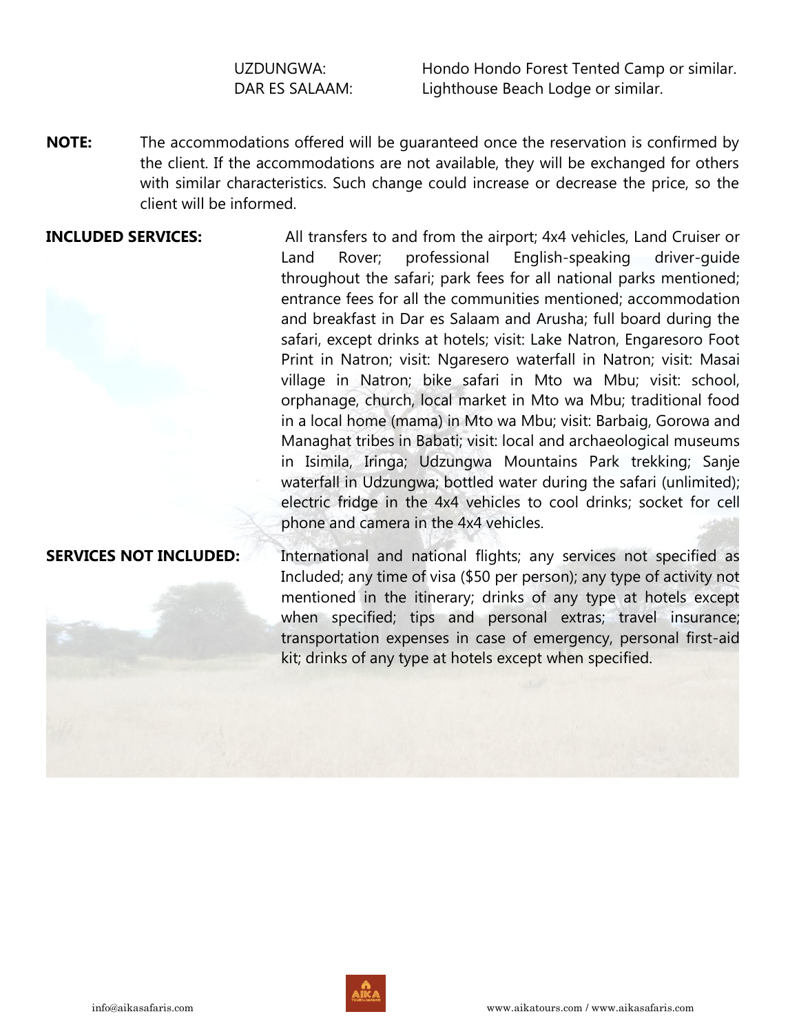UZDUNGWA: Hondo Hondo Forest Tented Camp or similar.
DAR ES SALAAM: Lighthouse Beach Lodge or similar.

**NOTE:** The accommodations offered will be guaranteed once the reservation is confirmed by the client. If the accommodations are not available, they will be exchanged for others with similar characteristics. Such change could increase or decrease the price, so the client will be informed.

**INCLUDED SERVICES:** All transfers to and from the airport; 4x4 vehicles, Land Cruiser or Land Rover; professional English-speaking driver-guide throughout the safari; park fees for all national parks mentioned; entrance fees for all the communities mentioned; accommodation and breakfast in Dar es Salaam and Arusha; full board during the safari, except drinks at hotels; visit: Lake Natron, Engaresoro Foot Print in Natron; visit: Ngaresero waterfall in Natron; visit: Masai village in Natron; bike safari in Mto wa Mbu; visit: school, orphanage, church, local market in Mto wa Mbu; traditional food in a local home (mama) in Mto wa Mbu; visit: Barbaig, Gorowa and Managhat tribes in Babati; visit: local and archaeological museums in Isimila, Iringa; Udzungwa Mountains Park trekking; Sanje waterfall in Udzungwa; bottled water during the safari (unlimited); electric fridge in the 4x4 vehicles to cool drinks; socket for cell phone and camera in the 4x4 vehicles.

**SERVICES NOT INCLUDED:** International and national flights; any services not specified as Included; any time of visa ($50 per person); any type of activity not mentioned in the itinerary; drinks of any type at hotels except when specified; tips and personal extras; travel insurance; transportation expenses in case of emergency, personal first-aid kit; drinks of any type at hotels except when specified.